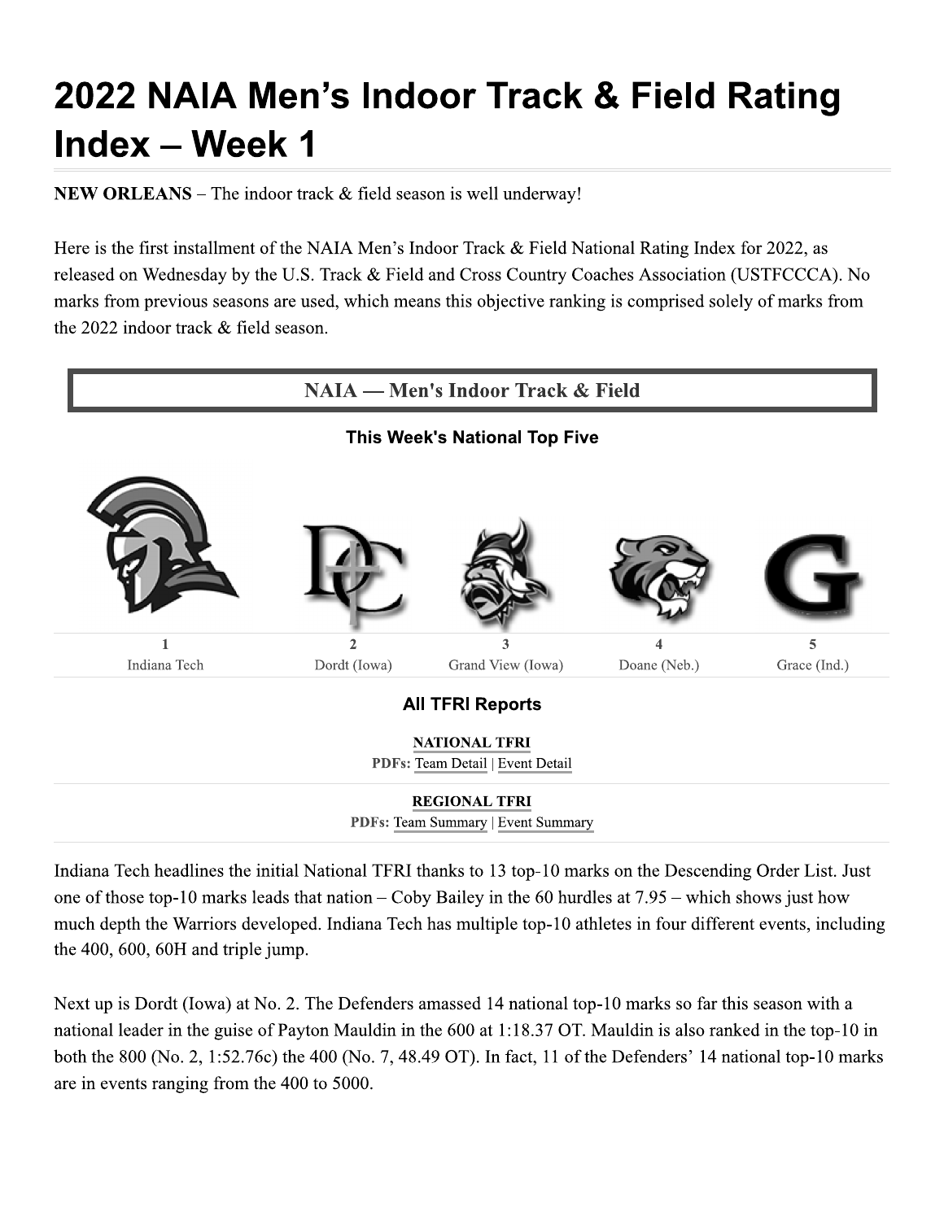# 2022 NAIA Men's Indoor Track & Field Rating Index – Week 1

**NEW ORLEANS** – The indoor track & field season is well underway!

Here is the first installment of the NAIA Men's Indoor Track & Field National Rating Index for 2022, as released on Wednesday by the U.S. Track & Field and Cross Country Coaches Association (USTFCCCA). No marks from previous seasons are used, which means this objective ranking is comprised solely of marks from the 2022 indoor track & field season.

## NAIA — Men's Indoor Track & Field

### This Week's National Top Five

| 1 | 2 | 3 | 4 | 5 |
|---|---|---|---|---|
| Indiana Tech | Dordt (Iowa) | Grand View (Iowa) | Doane (Neb.) | Grace (Ind.) |

### All TFRI Reports

**NATIONAL TFRI**
**PDFs:** Team Detail | Event Detail

**REGIONAL TFRI**
**PDFs:** Team Summary | Event Summary

Indiana Tech headlines the initial National TFRI thanks to 13 top-10 marks on the Descending Order List. Just one of those top-10 marks leads that nation – Coby Bailey in the 60 hurdles at 7.95 – which shows just how much depth the Warriors developed. Indiana Tech has multiple top-10 athletes in four different events, including the 400, 600, 60H and triple jump.

Next up is Dordt (Iowa) at No. 2. The Defenders amassed 14 national top-10 marks so far this season with a national leader in the guise of Payton Mauldin in the 600 at 1:18.37 OT. Mauldin is also ranked in the top-10 in both the 800 (No. 2, 1:52.76c) the 400 (No. 7, 48.49 OT). In fact, 11 of the Defenders' 14 national top-10 marks are in events ranging from the 400 to 5000.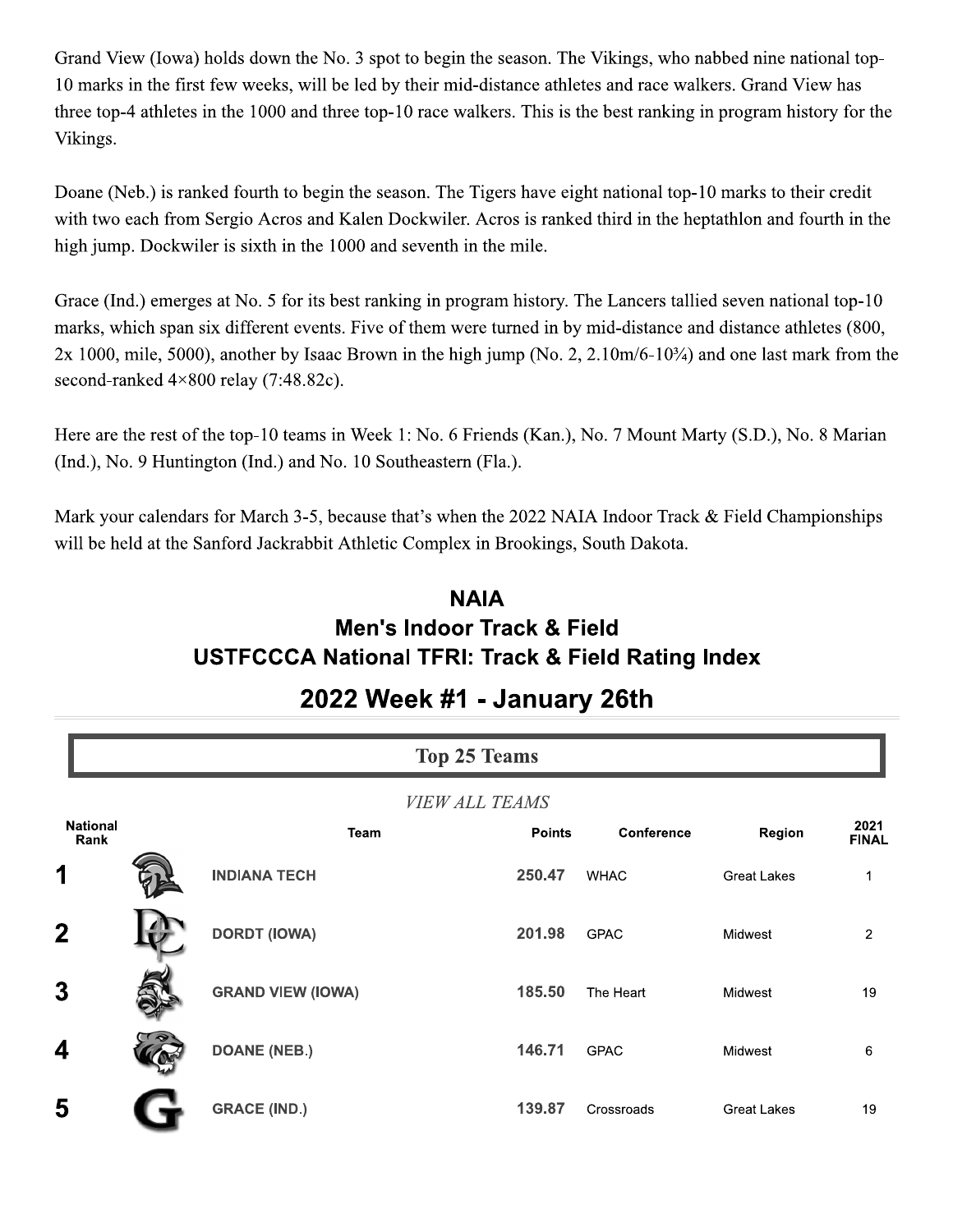Grand View (Iowa) holds down the No. 3 spot to begin the season. The Vikings, who nabbed nine national top-10 marks in the first few weeks, will be led by their mid-distance athletes and race walkers. Grand View has three top-4 athletes in the 1000 and three top-10 race walkers. This is the best ranking in program history for the Vikings.

Doane (Neb.) is ranked fourth to begin the season. The Tigers have eight national top-10 marks to their credit with two each from Sergio Acros and Kalen Dockwiler. Acros is ranked third in the heptathlon and fourth in the high jump. Dockwiler is sixth in the 1000 and seventh in the mile.

Grace (Ind.) emerges at No. 5 for its best ranking in program history. The Lancers tallied seven national top-10 marks, which span six different events. Five of them were turned in by mid-distance and distance athletes (800, 2x 1000, mile, 5000), another by Isaac Brown in the high jump (No. 2, 2.10m/6-10¾) and one last mark from the second-ranked 4×800 relay (7:48.82c).

Here are the rest of the top-10 teams in Week 1: No. 6 Friends (Kan.), No. 7 Mount Marty (S.D.), No. 8 Marian (Ind.), No. 9 Huntington (Ind.) and No. 10 Southeastern (Fla.).

Mark your calendars for March 3-5, because that's when the 2022 NAIA Indoor Track & Field Championships will be held at the Sanford Jackrabbit Athletic Complex in Brookings, South Dakota.

## NAIA
## Men's Indoor Track & Field
## USTFCCCA National TFRI: Track & Field Rating Index

## 2022 Week #1 - January 26th

### Top 25 Teams

*VIEW ALL TEAMS*

| National Rank | Team | Points | Conference | Region | 2021 FINAL |
|---|---|---|---|---|---|
| 1 | INDIANA TECH | 250.47 | WHAC | Great Lakes | 1 |
| 2 | DORDT (IOWA) | 201.98 | GPAC | Midwest | 2 |
| 3 | GRAND VIEW (IOWA) | 185.50 | The Heart | Midwest | 19 |
| 4 | DOANE (NEB.) | 146.71 | GPAC | Midwest | 6 |
| 5 | GRACE (IND.) | 139.87 | Crossroads | Great Lakes | 19 |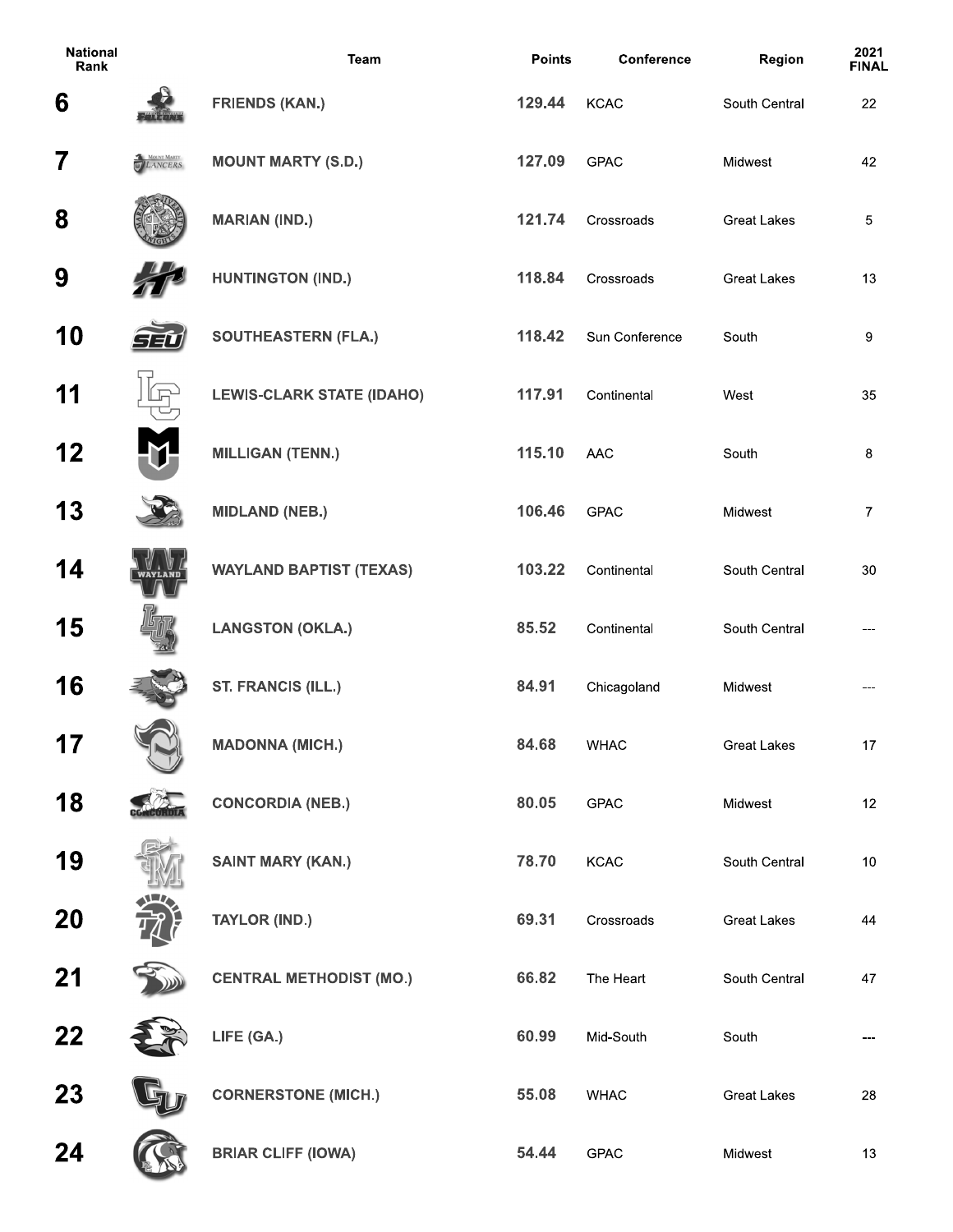| National Rank | | Team | Points | Conference | Region | 2021 FINAL |
|---|---|---|---|---|---|---|
| 6 | | FRIENDS (KAN.) | 129.44 | KCAC | South Central | 22 |
| 7 | | MOUNT MARTY (S.D.) | 127.09 | GPAC | Midwest | 42 |
| 8 | | MARIAN (IND.) | 121.74 | Crossroads | Great Lakes | 5 |
| 9 | | HUNTINGTON (IND.) | 118.84 | Crossroads | Great Lakes | 13 |
| 10 | | SOUTHEASTERN (FLA.) | 118.42 | Sun Conference | South | 9 |
| 11 | | LEWIS-CLARK STATE (IDAHO) | 117.91 | Continental | West | 35 |
| 12 | | MILLIGAN (TENN.) | 115.10 | AAC | South | 8 |
| 13 | | MIDLAND (NEB.) | 106.46 | GPAC | Midwest | 7 |
| 14 | | WAYLAND BAPTIST (TEXAS) | 103.22 | Continental | South Central | 30 |
| 15 | | LANGSTON (OKLA.) | 85.52 | Continental | South Central | --- |
| 16 | | ST. FRANCIS (ILL.) | 84.91 | Chicagoland | Midwest | --- |
| 17 | | MADONNA (MICH.) | 84.68 | WHAC | Great Lakes | 17 |
| 18 | | CONCORDIA (NEB.) | 80.05 | GPAC | Midwest | 12 |
| 19 | | SAINT MARY (KAN.) | 78.70 | KCAC | South Central | 10 |
| 20 | | TAYLOR (IND.) | 69.31 | Crossroads | Great Lakes | 44 |
| 21 | | CENTRAL METHODIST (MO.) | 66.82 | The Heart | South Central | 47 |
| 22 | | LIFE (GA.) | 60.99 | Mid-South | South | --- |
| 23 | | CORNERSTONE (MICH.) | 55.08 | WHAC | Great Lakes | 28 |
| 24 | | BRIAR CLIFF (IOWA) | 54.44 | GPAC | Midwest | 13 |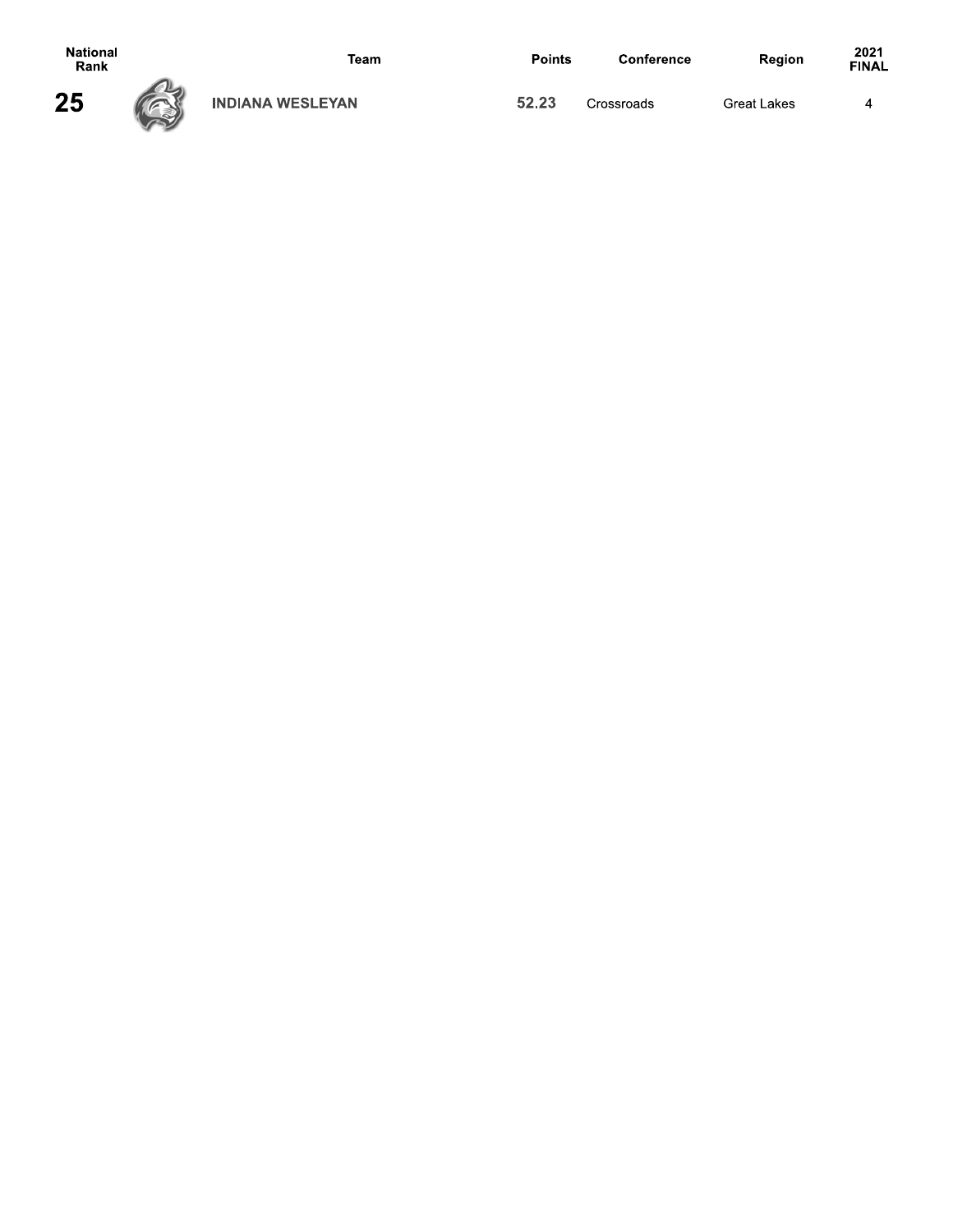| National Rank | | Team | Points | Conference | Region | 2021 FINAL |
|---|---|---|---|---|---|---|
| 25 | | INDIANA WESLEYAN | 52.23 | Crossroads | Great Lakes | 4 |